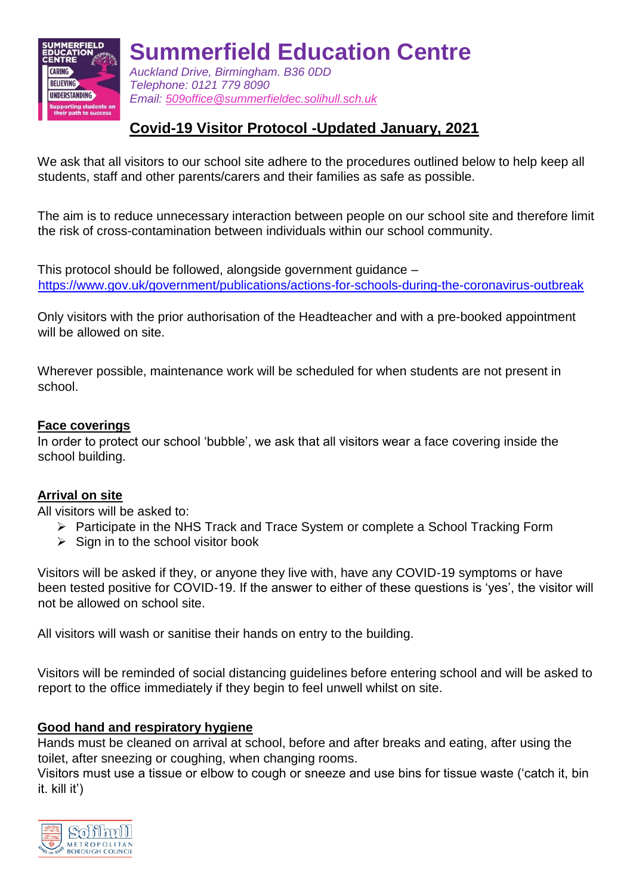# Summerfield Education Centre

*Auckland Drive, Birmingham. B36 0DD*
*Telephone: 0121 779 8090*
*Email: 509office@summerfieldec.solihull.sch.uk*

## Covid-19 Visitor Protocol -Updated January, 2021

We ask that all visitors to our school site adhere to the procedures outlined below to help keep all students, staff and other parents/carers and their families as safe as possible.

The aim is to reduce unnecessary interaction between people on our school site and therefore limit the risk of cross-contamination between individuals within our school community.

This protocol should be followed, alongside government guidance – https://www.gov.uk/government/publications/actions-for-schools-during-the-coronavirus-outbreak

Only visitors with the prior authorisation of the Headteacher and with a pre-booked appointment will be allowed on site.

Wherever possible, maintenance work will be scheduled for when students are not present in school.

**Face coverings**

In order to protect our school 'bubble', we ask that all visitors wear a face covering inside the school building.

**Arrival on site**

All visitors will be asked to:

- Participate in the NHS Track and Trace System or complete a School Tracking Form
- Sign in to the school visitor book

Visitors will be asked if they, or anyone they live with, have any COVID-19 symptoms or have been tested positive for COVID-19. If the answer to either of these questions is 'yes', the visitor will not be allowed on school site.

All visitors will wash or sanitise their hands on entry to the building.

Visitors will be reminded of social distancing guidelines before entering school and will be asked to report to the office immediately if they begin to feel unwell whilst on site.

**Good hand and respiratory hygiene**

Hands must be cleaned on arrival at school, before and after breaks and eating, after using the toilet, after sneezing or coughing, when changing rooms.

Visitors must use a tissue or elbow to cough or sneeze and use bins for tissue waste ('catch it, bin it. kill it')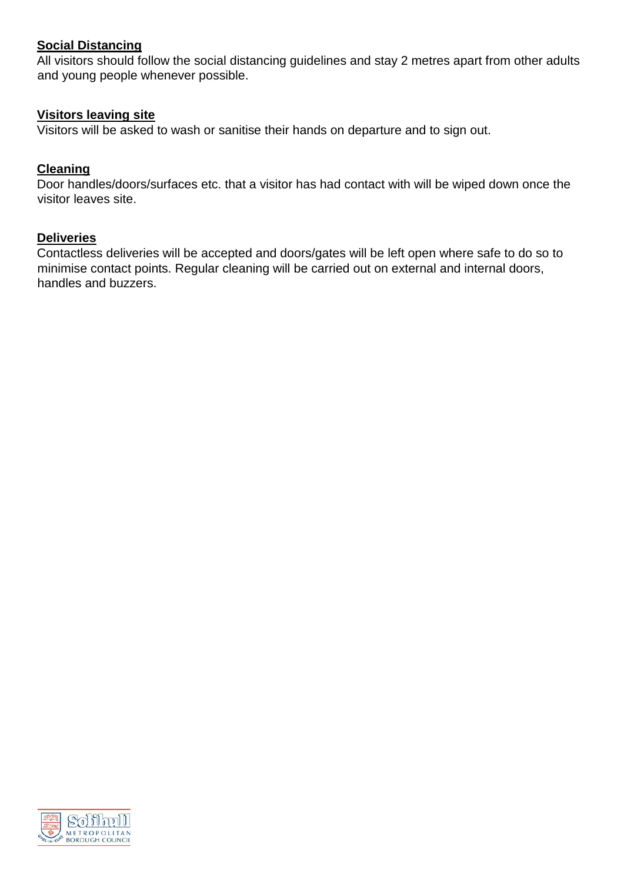**Social Distancing**

All visitors should follow the social distancing guidelines and stay 2 metres apart from other adults and young people whenever possible.

**Visitors leaving site**

Visitors will be asked to wash or sanitise their hands on departure and to sign out.

**Cleaning**

Door handles/doors/surfaces etc. that a visitor has had contact with will be wiped down once the visitor leaves site.

**Deliveries**

Contactless deliveries will be accepted and doors/gates will be left open where safe to do so to minimise contact points. Regular cleaning will be carried out on external and internal doors, handles and buzzers.